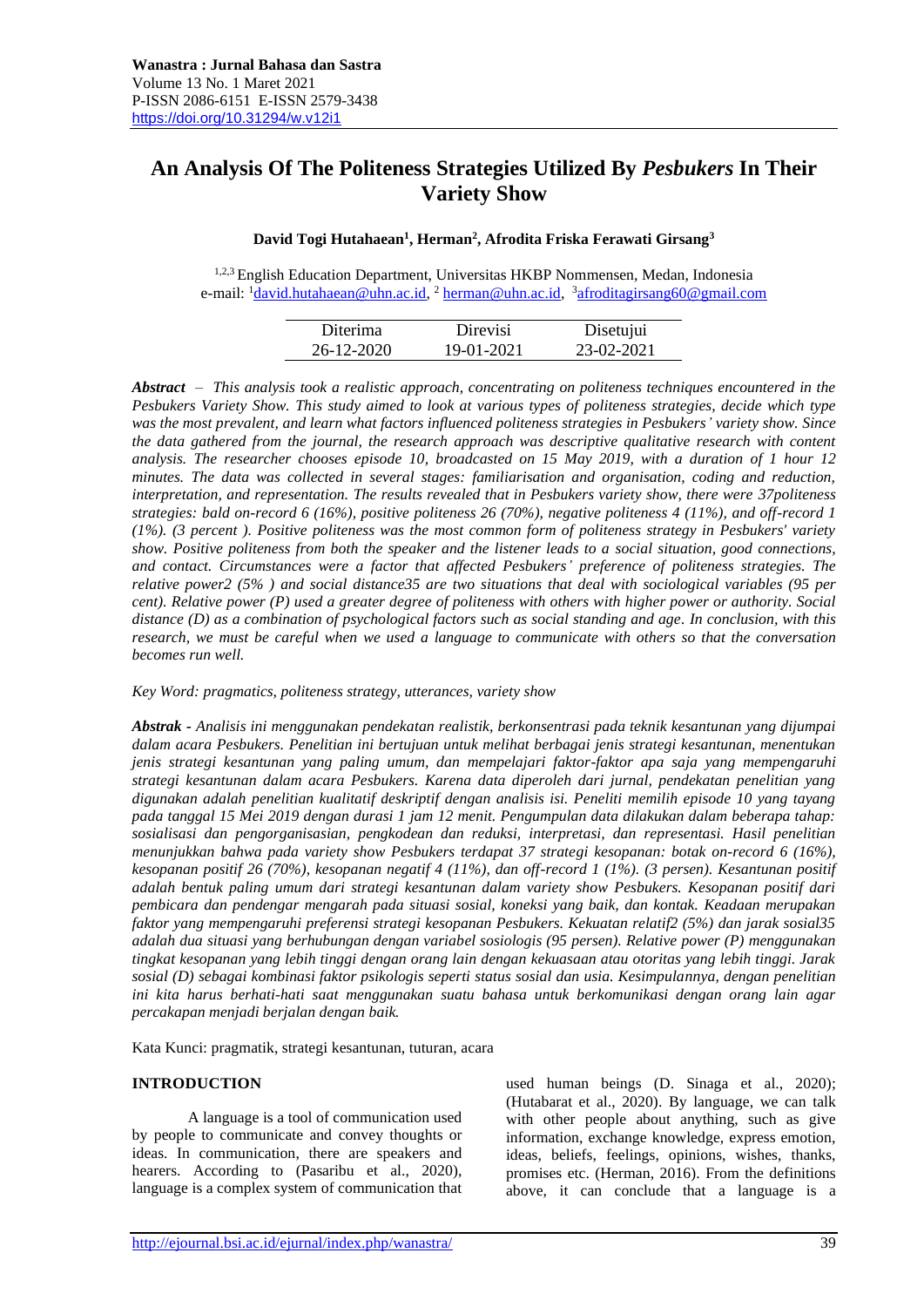# An Analysis Of The Politeness Strategies Utilized By *Pesbukers* In Their Variety Show

**David Togi Hutahaean[1], Herman[2], Afrodita Friska Ferawati Girsang[3]**

[1,2,3] English Education Department, Universitas HKBP Nommensen, Medan, Indonesia
e-mail: [1]david.hutahaean@uhn.ac.id, [2] herman@uhn.ac.id, [3]afroditagirsang60@gmail.com

| Diterima | Direvisi | Disetujui |
|---|---|---|
| 26-12-2020 | 19-01-2021 | 23-02-2021 |

***Abstract** – This analysis took a realistic approach, concentrating on politeness techniques encountered in the Pesbukers Variety Show. This study aimed to look at various types of politeness strategies, decide which type was the most prevalent, and learn what factors influenced politeness strategies in Pesbukers' variety show. Since the data gathered from the journal, the research approach was descriptive qualitative research with content analysis. The researcher chooses episode 10, broadcasted on 15 May 2019, with a duration of 1 hour 12 minutes. The data was collected in several stages: familiarisation and organisation, coding and reduction, interpretation, and representation. The results revealed that in Pesbukers variety show, there were 37politeness strategies: bald on-record 6 (16%), positive politeness 26 (70%), negative politeness 4 (11%), and off-record 1 (1%). (3 percent ). Positive politeness was the most common form of politeness strategy in Pesbukers' variety show. Positive politeness from both the speaker and the listener leads to a social situation, good connections, and contact. Circumstances were a factor that affected Pesbukers' preference of politeness strategies. The relative power2 (5% ) and social distance35 are two situations that deal with sociological variables (95 per cent). Relative power (P) used a greater degree of politeness with others with higher power or authority. Social distance (D) as a combination of psychological factors such as social standing and age. In conclusion, with this research, we must be careful when we used a language to communicate with others so that the conversation becomes run well.*

*Key Word: pragmatics, politeness strategy, utterances, variety show*

***Abstrak** - Analisis ini menggunakan pendekatan realistik, berkonsentrasi pada teknik kesantunan yang dijumpai dalam acara Pesbukers. Penelitian ini bertujuan untuk melihat berbagai jenis strategi kesantunan, menentukan jenis strategi kesantunan yang paling umum, dan mempelajari faktor-faktor apa saja yang mempengaruhi strategi kesantunan dalam acara Pesbukers. Karena data diperoleh dari jurnal, pendekatan penelitian yang digunakan adalah penelitian kualitatif deskriptif dengan analisis isi. Peneliti memilih episode 10 yang tayang pada tanggal 15 Mei 2019 dengan durasi 1 jam 12 menit. Pengumpulan data dilakukan dalam beberapa tahap: sosialisasi dan pengorganisasian, pengkodean dan reduksi, interpretasi, dan representasi. Hasil penelitian menunjukkan bahwa pada variety show Pesbukers terdapat 37 strategi kesopanan: botak on-record 6 (16%), kesopanan positif 26 (70%), kesopanan negatif 4 (11%), dan off-record 1 (1%). (3 persen). Kesantunan positif adalah bentuk paling umum dari strategi kesantunan dalam variety show Pesbukers. Kesopanan positif dari pembicara dan pendengar mengarah pada situasi sosial, koneksi yang baik, dan kontak. Keadaan merupakan faktor yang mempengaruhi preferensi strategi kesopanan Pesbukers. Kekuatan relatif2 (5%) dan jarak sosial35 adalah dua situasi yang berhubungan dengan variabel sosiologis (95 persen). Relative power (P) menggunakan tingkat kesopanan yang lebih tinggi dengan orang lain dengan kekuasaan atau otoritas yang lebih tinggi. Jarak sosial (D) sebagai kombinasi faktor psikologis seperti status sosial dan usia. Kesimpulannya, dengan penelitian ini kita harus berhati-hati saat menggunakan suatu bahasa untuk berkomunikasi dengan orang lain agar percakapan menjadi berjalan dengan baik.*

Kata Kunci: pragmatik, strategi kesantunan, tuturan, acara

## INTRODUCTION

A language is a tool of communication used by people to communicate and convey thoughts or ideas. In communication, there are speakers and hearers. According to (Pasaribu et al., 2020), language is a complex system of communication that used human beings (D. Sinaga et al., 2020); (Hutabarat et al., 2020). By language, we can talk with other people about anything, such as give information, exchange knowledge, express emotion, ideas, beliefs, feelings, opinions, wishes, thanks, promises etc. (Herman, 2016). From the definitions above, it can conclude that a language is a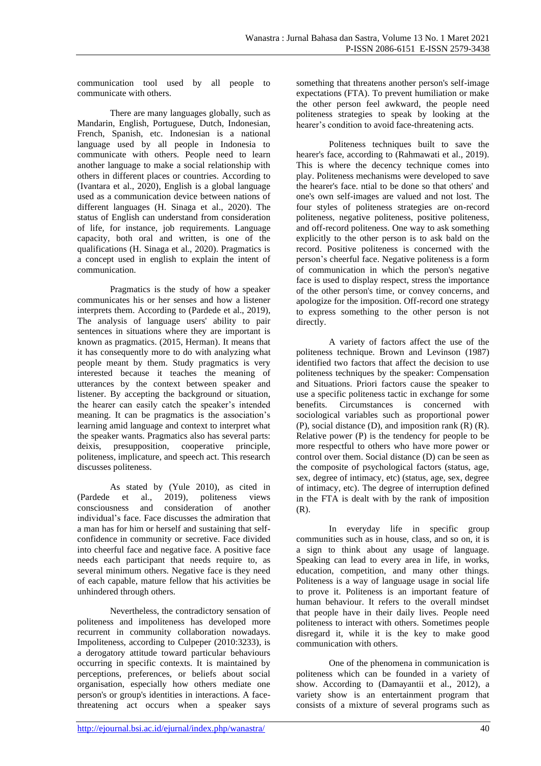communication tool used by all people to communicate with others.

There are many languages globally, such as Mandarin, English, Portuguese, Dutch, Indonesian, French, Spanish, etc. Indonesian is a national language used by all people in Indonesia to communicate with others. People need to learn another language to make a social relationship with others in different places or countries. According to (Ivantara et al., 2020), English is a global language used as a communication device between nations of different languages (H. Sinaga et al., 2020). The status of English can understand from consideration of life, for instance, job requirements. Language capacity, both oral and written, is one of the qualifications (H. Sinaga et al., 2020). Pragmatics is a concept used in english to explain the intent of communication.

Pragmatics is the study of how a speaker communicates his or her senses and how a listener interprets them. According to (Pardede et al., 2019), The analysis of language users' ability to pair sentences in situations where they are important is known as pragmatics. (2015, Herman). It means that it has consequently more to do with analyzing what people meant by them. Study pragmatics is very interested because it teaches the meaning of utterances by the context between speaker and listener. By accepting the background or situation, the hearer can easily catch the speaker's intended meaning. It can be pragmatics is the association's learning amid language and context to interpret what the speaker wants. Pragmatics also has several parts: deixis, presupposition, cooperative principle, politeness, implicature, and speech act. This research discusses politeness.

As stated by (Yule 2010), as cited in (Pardede et al., 2019), politeness views consciousness and consideration of another individual's face. Face discusses the admiration that a man has for him or herself and sustaining that self-confidence in community or secretive. Face divided into cheerful face and negative face. A positive face needs each participant that needs require to, as several minimum others. Negative face is they need of each capable, mature fellow that his activities be unhindered through others.

Nevertheless, the contradictory sensation of politeness and impoliteness has developed more recurrent in community collaboration nowadays. Impoliteness, according to Culpeper (2010:3233), is a derogatory attitude toward particular behaviours occurring in specific contexts. It is maintained by perceptions, preferences, or beliefs about social organisation, especially how others mediate one person's or group's identities in interactions. A face-threatening act occurs when a speaker says something that threatens another person's self-image expectations (FTA). To prevent humiliation or make the other person feel awkward, the people need politeness strategies to speak by looking at the hearer's condition to avoid face-threatening acts.

Politeness techniques built to save the hearer's face, according to (Rahmawati et al., 2019). This is where the decency technique comes into play. Politeness mechanisms were developed to save the hearer's face. ntial to be done so that others' and one's own self-images are valued and not lost. The four styles of politeness strategies are on-record politeness, negative politeness, positive politeness, and off-record politeness. One way to ask something explicitly to the other person is to ask bald on the record. Positive politeness is concerned with the person's cheerful face. Negative politeness is a form of communication in which the person's negative face is used to display respect, stress the importance of the other person's time, or convey concerns, and apologize for the imposition. Off-record one strategy to express something to the other person is not directly.

A variety of factors affect the use of the politeness technique. Brown and Levinson (1987) identified two factors that affect the decision to use politeness techniques by the speaker: Compensation and Situations. Priori factors cause the speaker to use a specific politeness tactic in exchange for some benefits. Circumstances is concerned with sociological variables such as proportional power (P), social distance (D), and imposition rank (R) (R). Relative power (P) is the tendency for people to be more respectful to others who have more power or control over them. Social distance (D) can be seen as the composite of psychological factors (status, age, sex, degree of intimacy, etc) (status, age, sex, degree of intimacy, etc). The degree of interruption defined in the FTA is dealt with by the rank of imposition (R).

In everyday life in specific group communities such as in house, class, and so on, it is a sign to think about any usage of language. Speaking can lead to every area in life, in works, education, competition, and many other things. Politeness is a way of language usage in social life to prove it. Politeness is an important feature of human behaviour. It refers to the overall mindset that people have in their daily lives. People need politeness to interact with others. Sometimes people disregard it, while it is the key to make good communication with others.

One of the phenomena in communication is politeness which can be founded in a variety of show. According to (Damayantii et al., 2012), a variety show is an entertainment program that consists of a mixture of several programs such as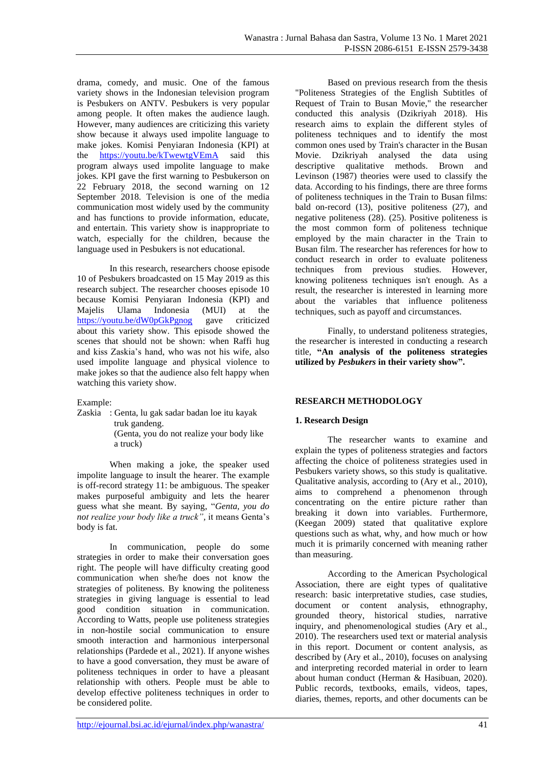drama, comedy, and music. One of the famous variety shows in the Indonesian television program is Pesbukers on ANTV. Pesbukers is very popular among people. It often makes the audience laugh. However, many audiences are criticizing this variety show because it always used impolite language to make jokes. Komisi Penyiaran Indonesia (KPI) at the https://youtu.be/kTwewtgVEmA said this program always used impolite language to make jokes. KPI gave the first warning to Pesbukerson on 22 February 2018, the second warning on 12 September 2018. Television is one of the media communication most widely used by the community and has functions to provide information, educate, and entertain. This variety show is inappropriate to watch, especially for the children, because the language used in Pesbukers is not educational.

In this research, researchers choose episode 10 of Pesbukers broadcasted on 15 May 2019 as this research subject. The researcher chooses episode 10 because Komisi Penyiaran Indonesia (KPI) and Majelis Ulama Indonesia (MUI) at the https://youtu.be/dW0pGkPgnog gave criticized about this variety show. This episode showed the scenes that should not be shown: when Raffi hug and kiss Zaskia's hand, who was not his wife, also used impolite language and physical violence to make jokes so that the audience also felt happy when watching this variety show.

Example:

Zaskia : Genta, lu gak sadar badan loe itu kayak truk gandeng.
(Genta, you do not realize your body like a truck)

When making a joke, the speaker used impolite language to insult the hearer. The example is off-record strategy 11: be ambiguous. The speaker makes purposeful ambiguity and lets the hearer guess what she meant. By saying, "*Genta, you do not realize your body like a truck"*, it means Genta's body is fat.

In communication, people do some strategies in order to make their conversation goes right. The people will have difficulty creating good communication when she/he does not know the strategies of politeness. By knowing the politeness strategies in giving language is essential to lead good condition situation in communication. According to Watts, people use politeness strategies in non-hostile social communication to ensure smooth interaction and harmonious interpersonal relationships (Pardede et al., 2021). If anyone wishes to have a good conversation, they must be aware of politeness techniques in order to have a pleasant relationship with others. People must be able to develop effective politeness techniques in order to be considered polite.

Based on previous research from the thesis "Politeness Strategies of the English Subtitles of Request of Train to Busan Movie," the researcher conducted this analysis (Dzikriyah 2018). His research aims to explain the different styles of politeness techniques and to identify the most common ones used by Train's character in the Busan Movie. Dzikriyah analysed the data using descriptive qualitative methods. Brown and Levinson (1987) theories were used to classify the data. According to his findings, there are three forms of politeness techniques in the Train to Busan films: bald on-record (13), positive politeness (27), and negative politeness (28). (25). Positive politeness is the most common form of politeness technique employed by the main character in the Train to Busan film. The researcher has references for how to conduct research in order to evaluate politeness techniques from previous studies. However, knowing politeness techniques isn't enough. As a result, the researcher is interested in learning more about the variables that influence politeness techniques, such as payoff and circumstances.

Finally, to understand politeness strategies, the researcher is interested in conducting a research title, **"An analysis of the politeness strategies utilized by *Pesbukers* in their variety show".**

## RESEARCH METHODOLOGY

### 1. Research Design

The researcher wants to examine and explain the types of politeness strategies and factors affecting the choice of politeness strategies used in Pesbukers variety shows, so this study is qualitative. Qualitative analysis, according to (Ary et al., 2010), aims to comprehend a phenomenon through concentrating on the entire picture rather than breaking it down into variables. Furthermore, (Keegan 2009) stated that qualitative explore questions such as what, why, and how much or how much it is primarily concerned with meaning rather than measuring.

According to the American Psychological Association, there are eight types of qualitative research: basic interpretative studies, case studies, document or content analysis, ethnography, grounded theory, historical studies, narrative inquiry, and phenomenological studies (Ary et al., 2010). The researchers used text or material analysis in this report. Document or content analysis, as described by (Ary et al., 2010), focuses on analysing and interpreting recorded material in order to learn about human conduct (Herman & Hasibuan, 2020). Public records, textbooks, emails, videos, tapes, diaries, themes, reports, and other documents can be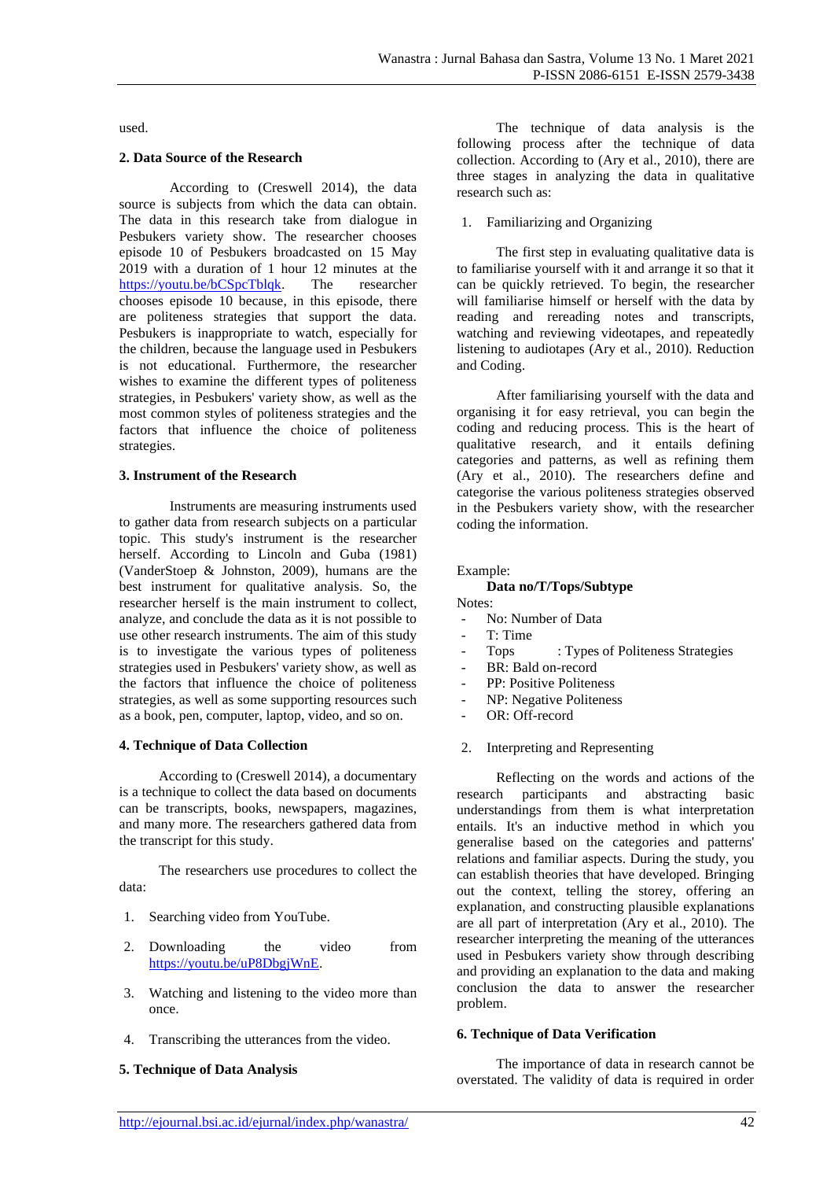used.

### 2. Data Source of the Research

According to (Creswell 2014), the data source is subjects from which the data can obtain. The data in this research take from dialogue in Pesbukers variety show. The researcher chooses episode 10 of Pesbukers broadcasted on 15 May 2019 with a duration of 1 hour 12 minutes at the https://youtu.be/bCSpcTblqk. The researcher chooses episode 10 because, in this episode, there are politeness strategies that support the data. Pesbukers is inappropriate to watch, especially for the children, because the language used in Pesbukers is not educational. Furthermore, the researcher wishes to examine the different types of politeness strategies, in Pesbukers' variety show, as well as the most common styles of politeness strategies and the factors that influence the choice of politeness strategies.

### 3. Instrument of the Research

Instruments are measuring instruments used to gather data from research subjects on a particular topic. This study's instrument is the researcher herself. According to Lincoln and Guba (1981) (VanderStoep & Johnston, 2009), humans are the best instrument for qualitative analysis. So, the researcher herself is the main instrument to collect, analyze, and conclude the data as it is not possible to use other research instruments. The aim of this study is to investigate the various types of politeness strategies used in Pesbukers' variety show, as well as the factors that influence the choice of politeness strategies, as well as some supporting resources such as a book, pen, computer, laptop, video, and so on.

### 4. Technique of Data Collection

According to (Creswell 2014), a documentary is a technique to collect the data based on documents can be transcripts, books, newspapers, magazines, and many more. The researchers gathered data from the transcript for this study.

The researchers use procedures to collect the data:

1. Searching video from YouTube.
2. Downloading the video from https://youtu.be/uP8DbgjWnE.
3. Watching and listening to the video more than once.
4. Transcribing the utterances from the video.

### 5. Technique of Data Analysis

The technique of data analysis is the following process after the technique of data collection. According to (Ary et al., 2010), there are three stages in analyzing the data in qualitative research such as:

1. Familiarizing and Organizing

The first step in evaluating qualitative data is to familiarise yourself with it and arrange it so that it can be quickly retrieved. To begin, the researcher will familiarise himself or herself with the data by reading and rereading notes and transcripts, watching and reviewing videotapes, and repeatedly listening to audiotapes (Ary et al., 2010). Reduction and Coding.

After familiarising yourself with the data and organising it for easy retrieval, you can begin the coding and reducing process. This is the heart of qualitative research, and it entails defining categories and patterns, as well as refining them (Ary et al., 2010). The researchers define and categorise the various politeness strategies observed in the Pesbukers variety show, with the researcher coding the information.

Example:

**Data no/T/Tops/Subtype**

Notes:

- No: Number of Data
- T: Time
- Tops : Types of Politeness Strategies
- BR: Bald on-record
- PP: Positive Politeness
- NP: Negative Politeness
- OR: Off-record

2. Interpreting and Representing

Reflecting on the words and actions of the research participants and abstracting basic understandings from them is what interpretation entails. It's an inductive method in which you generalise based on the categories and patterns' relations and familiar aspects. During the study, you can establish theories that have developed. Bringing out the context, telling the storey, offering an explanation, and constructing plausible explanations are all part of interpretation (Ary et al., 2010). The researcher interpreting the meaning of the utterances used in Pesbukers variety show through describing and providing an explanation to the data and making conclusion the data to answer the researcher problem.

### 6. Technique of Data Verification

The importance of data in research cannot be overstated. The validity of data is required in order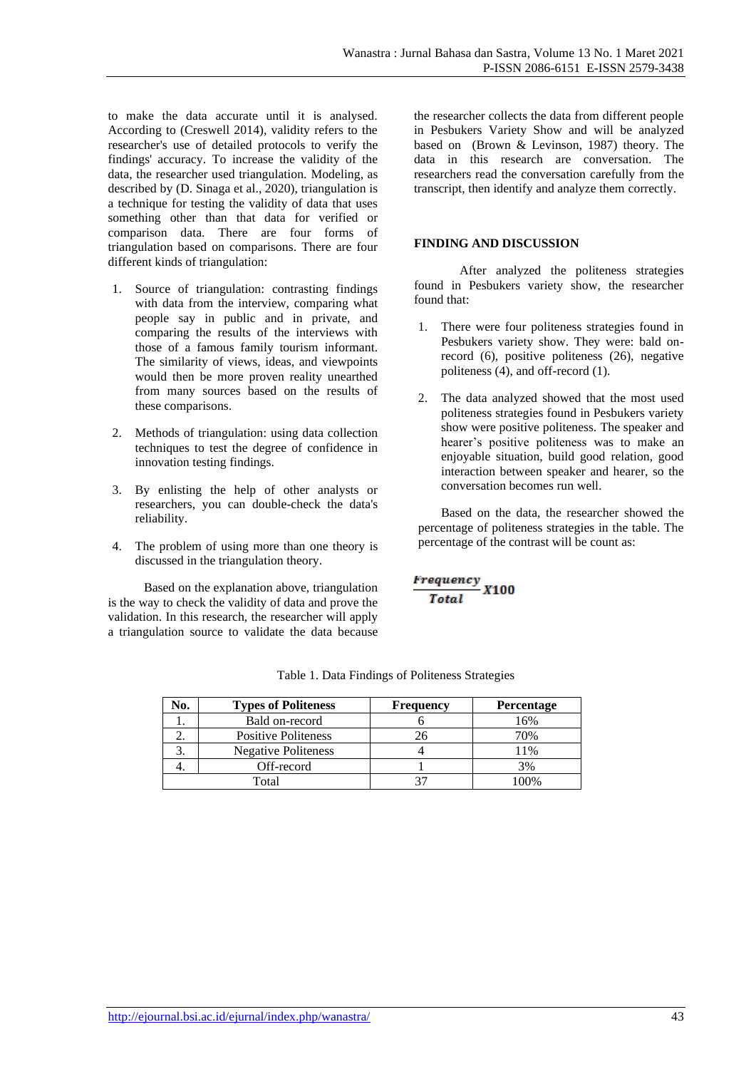to make the data accurate until it is analysed. According to (Creswell 2014), validity refers to the researcher's use of detailed protocols to verify the findings' accuracy. To increase the validity of the data, the researcher used triangulation. Modeling, as described by (D. Sinaga et al., 2020), triangulation is a technique for testing the validity of data that uses something other than that data for verified or comparison data. There are four forms of triangulation based on comparisons. There are four different kinds of triangulation:

1. Source of triangulation: contrasting findings with data from the interview, comparing what people say in public and in private, and comparing the results of the interviews with those of a famous family tourism informant. The similarity of views, ideas, and viewpoints would then be more proven reality unearthed from many sources based on the results of these comparisons.

2. Methods of triangulation: using data collection techniques to test the degree of confidence in innovation testing findings.

3. By enlisting the help of other analysts or researchers, you can double-check the data's reliability.

4. The problem of using more than one theory is discussed in the triangulation theory.

Based on the explanation above, triangulation is the way to check the validity of data and prove the validation. In this research, the researcher will apply a triangulation source to validate the data because the researcher collects the data from different people in Pesbukers Variety Show and will be analyzed based on (Brown & Levinson, 1987) theory. The data in this research are conversation. The researchers read the conversation carefully from the transcript, then identify and analyze them correctly.

## FINDING AND DISCUSSION

After analyzed the politeness strategies found in Pesbukers variety show, the researcher found that:

1. There were four politeness strategies found in Pesbukers variety show. They were: bald on-record (6), positive politeness (26), negative politeness (4), and off-record (1).

2. The data analyzed showed that the most used politeness strategies found in Pesbukers variety show were positive politeness. The speaker and hearer's positive politeness was to make an enjoyable situation, build good relation, good interaction between speaker and hearer, so the conversation becomes run well.

Based on the data, the researcher showed the percentage of politeness strategies in the table. The percentage of the contrast will be count as:

$$\frac{Frequency}{Total} X100$$

Table 1. Data Findings of Politeness Strategies

| No. | Types of Politeness | Frequency | Percentage |
|---|---|---|---|
| 1. | Bald on-record | 6 | 16% |
| 2. | Positive Politeness | 26 | 70% |
| 3. | Negative Politeness | 4 | 11% |
| 4. | Off-record | 1 | 3% |
| Total | | 37 | 100% |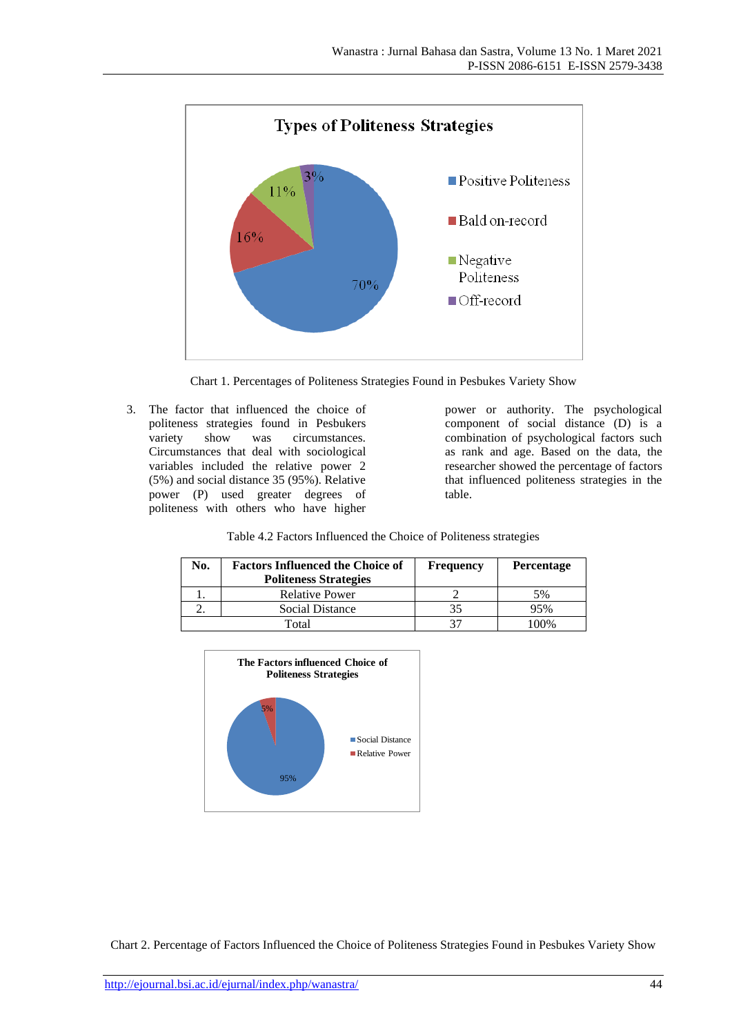Chart 1. Percentages of Politeness Strategies Found in Pesbukes Variety Show

3. The factor that influenced the choice of politeness strategies found in Pesbukers variety show was circumstances. Circumstances that deal with sociological variables included the relative power 2 (5%) and social distance 35 (95%). Relative power (P) used greater degrees of politeness with others who have higher power or authority. The psychological component of social distance (D) is a combination of psychological factors such as rank and age. Based on the data, the researcher showed the percentage of factors that influenced politeness strategies in the table.

Table 4.2 Factors Influenced the Choice of Politeness strategies

| No. | Factors Influenced the Choice of Politeness Strategies | Frequency | Percentage |
|---|---|---|---|
| 1. | Relative Power | 2 | 5% |
| 2. | Social Distance | 35 | 95% |
| Total | | 37 | 100% |

Chart 2. Percentage of Factors Influenced the Choice of Politeness Strategies Found in Pesbukes Variety Show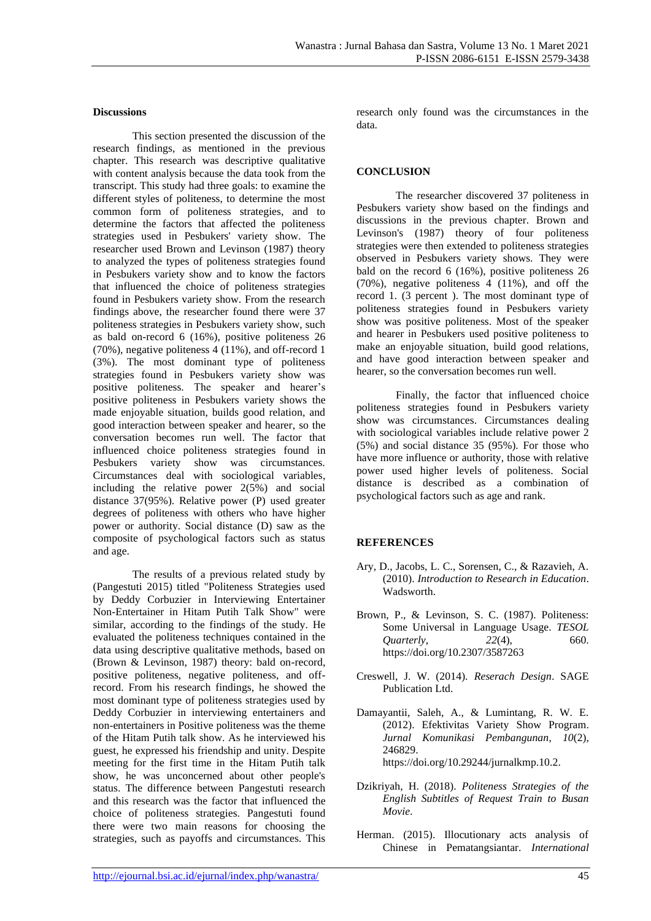## Discussions

This section presented the discussion of the research findings, as mentioned in the previous chapter. This research was descriptive qualitative with content analysis because the data took from the transcript. This study had three goals: to examine the different styles of politeness, to determine the most common form of politeness strategies, and to determine the factors that affected the politeness strategies used in Pesbukers' variety show. The researcher used Brown and Levinson (1987) theory to analyzed the types of politeness strategies found in Pesbukers variety show and to know the factors that influenced the choice of politeness strategies found in Pesbukers variety show. From the research findings above, the researcher found there were 37 politeness strategies in Pesbukers variety show, such as bald on-record 6 (16%), positive politeness 26 (70%), negative politeness 4 (11%), and off-record 1 (3%). The most dominant type of politeness strategies found in Pesbukers variety show was positive politeness. The speaker and hearer's positive politeness in Pesbukers variety shows the made enjoyable situation, builds good relation, and good interaction between speaker and hearer, so the conversation becomes run well. The factor that influenced choice politeness strategies found in Pesbukers variety show was circumstances. Circumstances deal with sociological variables, including the relative power 2(5%) and social distance 37(95%). Relative power (P) used greater degrees of politeness with others who have higher power or authority. Social distance (D) saw as the composite of psychological factors such as status and age.

The results of a previous related study by (Pangestuti 2015) titled "Politeness Strategies used by Deddy Corbuzier in Interviewing Entertainer Non-Entertainer in Hitam Putih Talk Show" were similar, according to the findings of the study. He evaluated the politeness techniques contained in the data using descriptive qualitative methods, based on (Brown & Levinson, 1987) theory: bald on-record, positive politeness, negative politeness, and off-record. From his research findings, he showed the most dominant type of politeness strategies used by Deddy Corbuzier in interviewing entertainers and non-entertainers in Positive politeness was the theme of the Hitam Putih talk show. As he interviewed his guest, he expressed his friendship and unity. Despite meeting for the first time in the Hitam Putih talk show, he was unconcerned about other people's status. The difference between Pangestuti research and this research was the factor that influenced the choice of politeness strategies. Pangestuti found there were two main reasons for choosing the strategies, such as payoffs and circumstances. This research only found was the circumstances in the data.

## CONCLUSION

The researcher discovered 37 politeness in Pesbukers variety show based on the findings and discussions in the previous chapter. Brown and Levinson's (1987) theory of four politeness strategies were then extended to politeness strategies observed in Pesbukers variety shows. They were bald on the record 6 (16%), positive politeness 26 (70%), negative politeness 4 (11%), and off the record 1. (3 percent ). The most dominant type of politeness strategies found in Pesbukers variety show was positive politeness. Most of the speaker and hearer in Pesbukers used positive politeness to make an enjoyable situation, build good relations, and have good interaction between speaker and hearer, so the conversation becomes run well.

Finally, the factor that influenced choice politeness strategies found in Pesbukers variety show was circumstances. Circumstances dealing with sociological variables include relative power 2 (5%) and social distance 35 (95%). For those who have more influence or authority, those with relative power used higher levels of politeness. Social distance is described as a combination of psychological factors such as age and rank.

## REFERENCES

Ary, D., Jacobs, L. C., Sorensen, C., & Razavieh, A. (2010). *Introduction to Research in Education*. Wadsworth.

Brown, P., & Levinson, S. C. (1987). Politeness: Some Universal in Language Usage. *TESOL Quarterly*, *22*(4), 660. https://doi.org/10.2307/3587263

Creswell, J. W. (2014). *Reserach Design*. SAGE Publication Ltd.

Damayantii, Saleh, A., & Lumintang, R. W. E. (2012). Efektivitas Variety Show Program. *Jurnal Komunikasi Pembangunan*, *10*(2), 246829. https://doi.org/10.29244/jurnalkmp.10.2.

Dzikriyah, H. (2018). *Politeness Strategies of the English Subtitles of Request Train to Busan Movie*.

Herman. (2015). Illocutionary acts analysis of Chinese in Pematangsiantar. *International*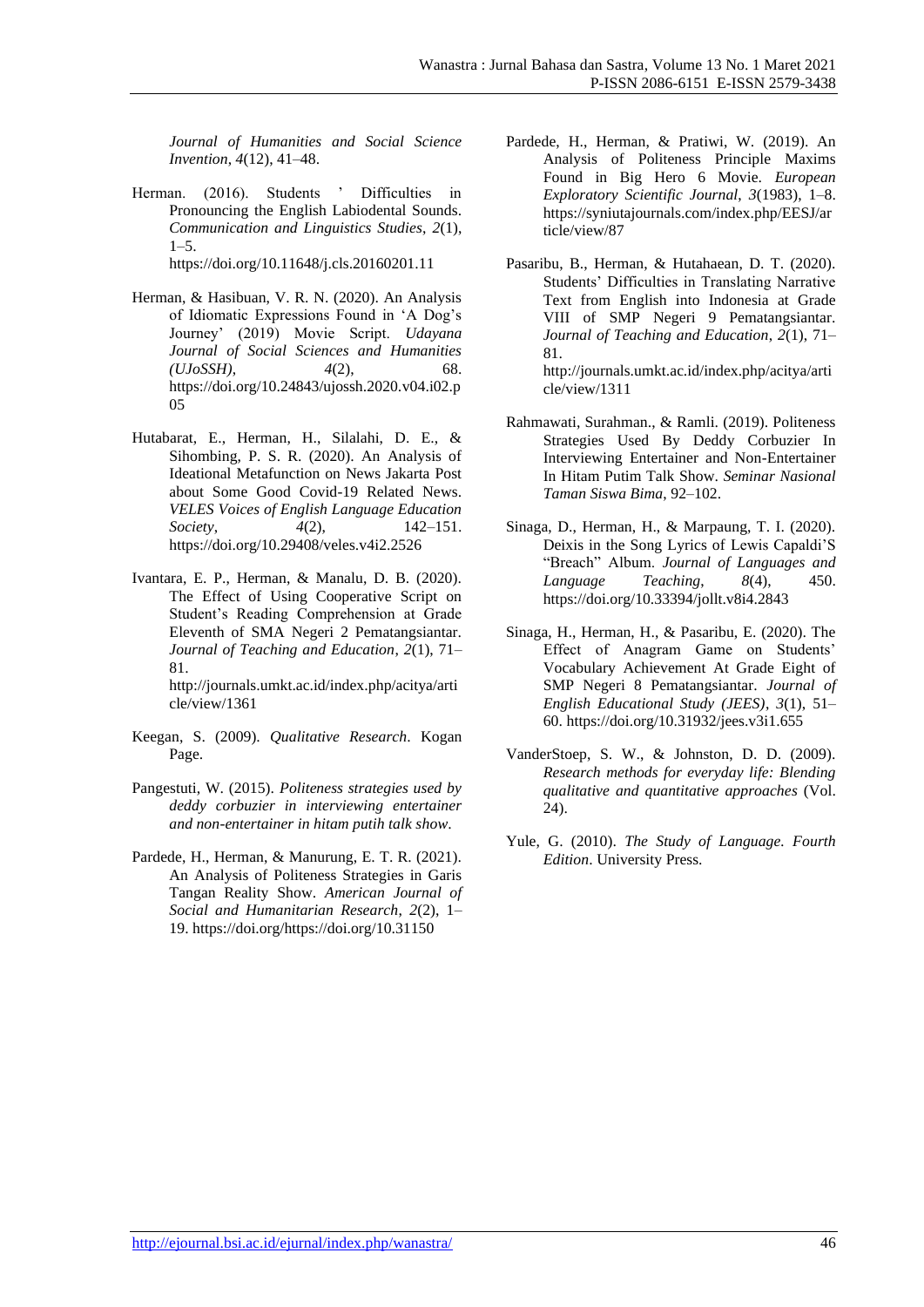*Journal of Humanities and Social Science Invention*, *4*(12), 41–48.

Herman. (2016). Students ' Difficulties in Pronouncing the English Labiodental Sounds. *Communication and Linguistics Studies*, *2*(1), 1–5. https://doi.org/10.11648/j.cls.20160201.11

Herman, & Hasibuan, V. R. N. (2020). An Analysis of Idiomatic Expressions Found in 'A Dog's Journey' (2019) Movie Script. *Udayana Journal of Social Sciences and Humanities (UJoSSH)*, *4*(2), 68. https://doi.org/10.24843/ujossh.2020.v04.i02.p05

Hutabarat, E., Herman, H., Silalahi, D. E., & Sihombing, P. S. R. (2020). An Analysis of Ideational Metafunction on News Jakarta Post about Some Good Covid-19 Related News. *VELES Voices of English Language Education Society*, *4*(2), 142–151. https://doi.org/10.29408/veles.v4i2.2526

Ivantara, E. P., Herman, & Manalu, D. B. (2020). The Effect of Using Cooperative Script on Student's Reading Comprehension at Grade Eleventh of SMA Negeri 2 Pematangsiantar. *Journal of Teaching and Education*, *2*(1), 71–81. http://journals.umkt.ac.id/index.php/acitya/article/view/1361

Keegan, S. (2009). *Qualitative Research*. Kogan Page.

Pangestuti, W. (2015). *Politeness strategies used by deddy corbuzier in interviewing entertainer and non-entertainer in hitam putih talk show*.

Pardede, H., Herman, & Manurung, E. T. R. (2021). An Analysis of Politeness Strategies in Garis Tangan Reality Show. *American Journal of Social and Humanitarian Research*, *2*(2), 1–19. https://doi.org/https://doi.org/10.31150

Pardede, H., Herman, & Pratiwi, W. (2019). An Analysis of Politeness Principle Maxims Found in Big Hero 6 Movie. *European Exploratory Scientific Journal*, *3*(1983), 1–8. https://syniutajournals.com/index.php/EESJ/article/view/87

Pasaribu, B., Herman, & Hutahaean, D. T. (2020). Students' Difficulties in Translating Narrative Text from English into Indonesia at Grade VIII of SMP Negeri 9 Pematangsiantar. *Journal of Teaching and Education*, *2*(1), 71–81. http://journals.umkt.ac.id/index.php/acitya/article/view/1311

Rahmawati, Surahman., & Ramli. (2019). Politeness Strategies Used By Deddy Corbuzier In Interviewing Entertainer and Non-Entertainer In Hitam Putim Talk Show. *Seminar Nasional Taman Siswa Bima*, 92–102.

Sinaga, D., Herman, H., & Marpaung, T. I. (2020). Deixis in the Song Lyrics of Lewis Capaldi'S "Breach" Album. *Journal of Languages and Language Teaching*, *8*(4), 450. https://doi.org/10.33394/jollt.v8i4.2843

Sinaga, H., Herman, H., & Pasaribu, E. (2020). The Effect of Anagram Game on Students' Vocabulary Achievement At Grade Eight of SMP Negeri 8 Pematangsiantar. *Journal of English Educational Study (JEES)*, *3*(1), 51–60. https://doi.org/10.31932/jees.v3i1.655

VanderStoep, S. W., & Johnston, D. D. (2009). *Research methods for everyday life: Blending qualitative and quantitative approaches* (Vol. 24).

Yule, G. (2010). *The Study of Language. Fourth Edition*. University Press.